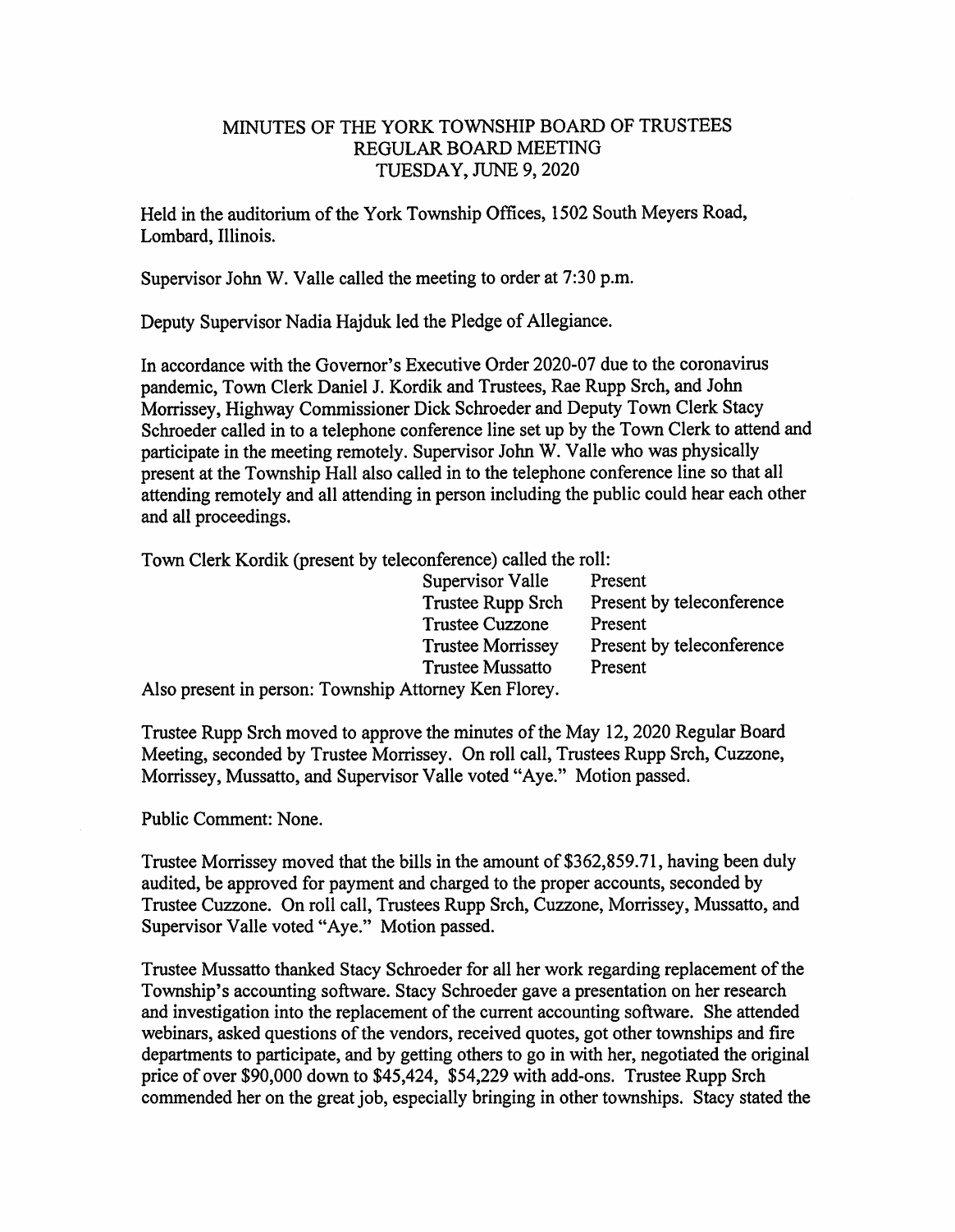# MINUTES OF THE YORK TOWNSHIP BOARD OF TRUSTEES
## REGULAR BOARD MEETING
## TUESDAY, JUNE 9, 2020

Held in the auditorium of the York Township Offices, 1502 South Meyers Road, Lombard, Illinois.

Supervisor John W. Valle called the meeting to order at 7:30 p.m.

Deputy Supervisor Nadia Hajduk led the Pledge of Allegiance.

In accordance with the Governor's Executive Order 2020-07 due to the coronavirus pandemic, Town Clerk Daniel J. Kordik and Trustees, Rae Rupp Srch, and John Morrissey, Highway Commissioner Dick Schroeder and Deputy Town Clerk Stacy Schroeder called in to a telephone conference line set up by the Town Clerk to attend and participate in the meeting remotely. Supervisor John W. Valle who was physically present at the Township Hall also called in to the telephone conference line so that all attending remotely and all attending in person including the public could hear each other and all proceedings.

Town Clerk Kordik (present by teleconference) called the roll:

| | |
|---|---|
| Supervisor Valle | Present |
| Trustee Rupp Srch | Present by teleconference |
| Trustee Cuzzone | Present |
| Trustee Morrissey | Present by teleconference |
| Trustee Mussatto | Present |

Also present in person: Township Attorney Ken Florey.

Trustee Rupp Srch moved to approve the minutes of the May 12, 2020 Regular Board Meeting, seconded by Trustee Morrissey. On roll call, Trustees Rupp Srch, Cuzzone, Morrissey, Mussatto, and Supervisor Valle voted "Aye." Motion passed.

Public Comment: None.

Trustee Morrissey moved that the bills in the amount of $362,859.71, having been duly audited, be approved for payment and charged to the proper accounts, seconded by Trustee Cuzzone. On roll call, Trustees Rupp Srch, Cuzzone, Morrissey, Mussatto, and Supervisor Valle voted "Aye." Motion passed.

Trustee Mussatto thanked Stacy Schroeder for all her work regarding replacement of the Township's accounting software. Stacy Schroeder gave a presentation on her research and investigation into the replacement of the current accounting software. She attended webinars, asked questions of the vendors, received quotes, got other townships and fire departments to participate, and by getting others to go in with her, negotiated the original price of over $90,000 down to $45,424, $54,229 with add-ons. Trustee Rupp Srch commended her on the great job, especially bringing in other townships. Stacy stated the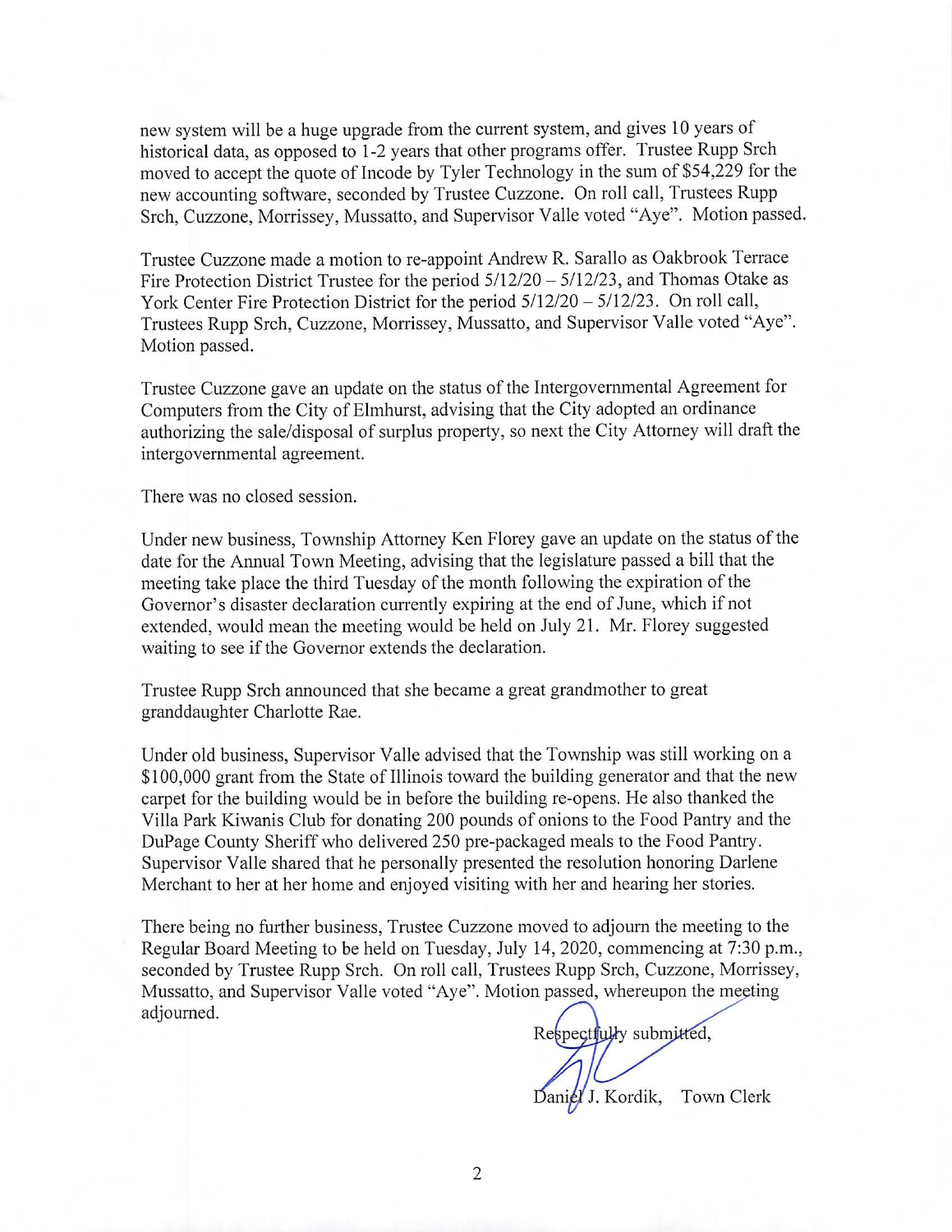new system will be a huge upgrade from the current system, and gives 10 years of historical data, as opposed to 1-2 years that other programs offer. Trustee Rupp Srch moved to accept the quote of Incode by Tyler Technology in the sum of $54,229 for the new accounting software, seconded by Trustee Cuzzone. On roll call, Trustees Rupp Srch, Cuzzone, Morrissey, Mussatto, and Supervisor Valle voted "Aye". Motion passed.

Trustee Cuzzone made a motion to re-appoint Andrew R. Sarallo as Oakbrook Terrace Fire Protection District Trustee for the period 5/12/20 – 5/12/23, and Thomas Otake as York Center Fire Protection District for the period 5/12/20 – 5/12/23. On roll call, Trustees Rupp Srch, Cuzzone, Morrissey, Mussatto, and Supervisor Valle voted "Aye". Motion passed.

Trustee Cuzzone gave an update on the status of the Intergovernmental Agreement for Computers from the City of Elmhurst, advising that the City adopted an ordinance authorizing the sale/disposal of surplus property, so next the City Attorney will draft the intergovernmental agreement.

There was no closed session.

Under new business, Township Attorney Ken Florey gave an update on the status of the date for the Annual Town Meeting, advising that the legislature passed a bill that the meeting take place the third Tuesday of the month following the expiration of the Governor's disaster declaration currently expiring at the end of June, which if not extended, would mean the meeting would be held on July 21. Mr. Florey suggested waiting to see if the Governor extends the declaration.

Trustee Rupp Srch announced that she became a great grandmother to great granddaughter Charlotte Rae.

Under old business, Supervisor Valle advised that the Township was still working on a $100,000 grant from the State of Illinois toward the building generator and that the new carpet for the building would be in before the building re-opens. He also thanked the Villa Park Kiwanis Club for donating 200 pounds of onions to the Food Pantry and the DuPage County Sheriff who delivered 250 pre-packaged meals to the Food Pantry. Supervisor Valle shared that he personally presented the resolution honoring Darlene Merchant to her at her home and enjoyed visiting with her and hearing her stories.

There being no further business, Trustee Cuzzone moved to adjourn the meeting to the Regular Board Meeting to be held on Tuesday, July 14, 2020, commencing at 7:30 p.m., seconded by Trustee Rupp Srch. On roll call, Trustees Rupp Srch, Cuzzone, Morrissey, Mussatto, and Supervisor Valle voted "Aye". Motion passed, whereupon the meeting adjourned.

Respectfully submitted,

Daniel J. Kordik, Town Clerk